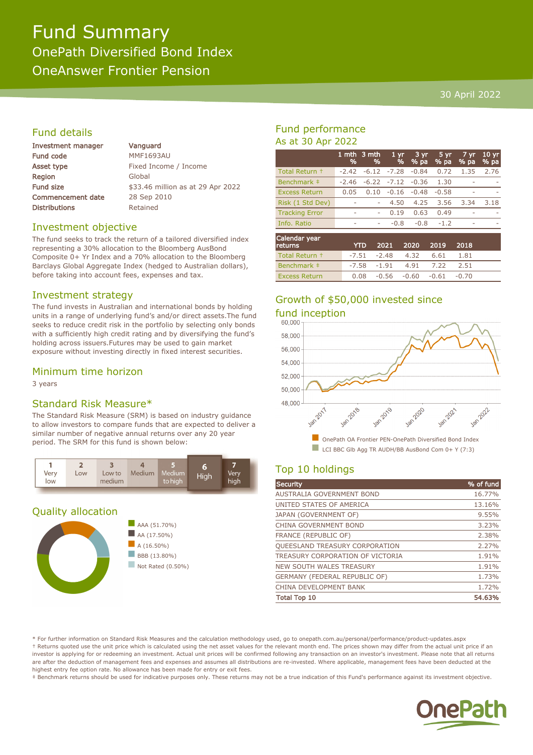# Fund Summary

## OnePath Diversified Bond Index

## OneAnswer Frontier Pension

30 April 2022

## Fund details

| | |
|---|---|
| Investment manager | Vanguard |
| Fund code | MMF1693AU |
| Asset type | Fixed Income / Income |
| Region | Global |
| Fund size | $33.46 million as at 29 Apr 2022 |
| Commencement date | 28 Sep 2010 |
| Distributions | Retained |

## Investment objective

The fund seeks to track the return of a tailored diversified index representing a 30% allocation to the Bloomberg AusBond Composite 0+ Yr Index and a 70% allocation to the Bloomberg Barclays Global Aggregate Index (hedged to Australian dollars), before taking into account fees, expenses and tax.

## Investment strategy

The fund invests in Australian and international bonds by holding units in a range of underlying fund's and/or direct assets.The fund seeks to reduce credit risk in the portfolio by selecting only bonds with a sufficiently high credit rating and by diversifying the fund's holding across issuers.Futures may be used to gain market exposure without investing directly in fixed interest securities.

## Minimum time horizon

3 years

## Standard Risk Measure*

The Standard Risk Measure (SRM) is based on industry guidance to allow investors to compare funds that are expected to deliver a similar number of negative annual returns over any 20 year period. The SRM for this fund is shown below:

| 1 | 2 | 3 | 4 | 5 | **6** | 7 |
|---|---|---|---|---|---|---|
| Very low | Low | Low to medium | Medium | Medium to high | **High** | Very high |

## Quality allocation

- AAA (51.70%)
- AA (17.50%)
- A (16.50%)
- BBB (13.80%)
- Not Rated (0.50%)

## Fund performance

### As at 30 Apr 2022

| | 1 mth % | 3 mth % | 1 yr % | 3 yr % pa | 5 yr % pa | 7 yr % pa | 10 yr % pa |
|---|---|---|---|---|---|---|---|
| Total Return † | -2.42 | -6.12 | -7.28 | -0.84 | 0.72 | 1.35 | 2.76 |
| Benchmark ‡ | -2.46 | -6.22 | -7.12 | -0.36 | 1.30 | - | - |
| Excess Return | 0.05 | 0.10 | -0.16 | -0.48 | -0.58 | - | - |
| Risk (1 Std Dev) | - | - | 4.50 | 4.25 | 3.56 | 3.34 | 3.18 |
| Tracking Error | - | - | 0.19 | 0.63 | 0.49 | - | - |
| Info. Ratio | - | - | -0.8 | -0.8 | -1.2 | - | - |

| Calendar year returns | YTD | 2021 | 2020 | 2019 | 2018 |
|---|---|---|---|---|---|
| Total Return † | -7.51 | -2.48 | 4.32 | 6.61 | 1.81 |
| Benchmark ‡ | -7.58 | -1.91 | 4.91 | 7.22 | 2.51 |
| Excess Return | 0.08 | -0.56 | -0.60 | -0.61 | -0.70 |

## Growth of $50,000 invested since fund inception

- OnePath OA Frontier PEN-OnePath Diversified Bond Index
- LCI BBC Glb Agg TR AUDH/BB AusBond Com 0+ Y (7:3)

## Top 10 holdings

| Security | % of fund |
|---|---|
| AUSTRALIA GOVERNMENT BOND | 16.77% |
| UNITED STATES OF AMERICA | 13.16% |
| JAPAN (GOVERNMENT OF) | 9.55% |
| CHINA GOVERNMENT BOND | 3.23% |
| FRANCE (REPUBLIC OF) | 2.38% |
| QUEENSLAND TREASURY CORPORATION | 2.27% |
| TREASURY CORPORATION OF VICTORIA | 1.91% |
| NEW SOUTH WALES TREASURY | 1.91% |
| GERMANY (FEDERAL REPUBLIC OF) | 1.73% |
| CHINA DEVELOPMENT BANK | 1.72% |
| **Total Top 10** | **54.63%** |

* For further information on Standard Risk Measures and the calculation methodology used, go to onepath.com.au/personal/performance/product-updates.aspx

† Returns quoted use the unit price which is calculated using the net asset values for the relevant month end. The prices shown may differ from the actual unit price if an investor is applying for or redeeming an investment. Actual unit prices will be confirmed following any transaction on an investor's investment. Please note that all returns are after the deduction of management fees and expenses and assumes all distributions are re-invested. Where applicable, management fees have been deducted at the highest entry fee option rate. No allowance has been made for entry or exit fees.

‡ Benchmark returns should be used for indicative purposes only. These returns may not be a true indication of this Fund's performance against its investment objective.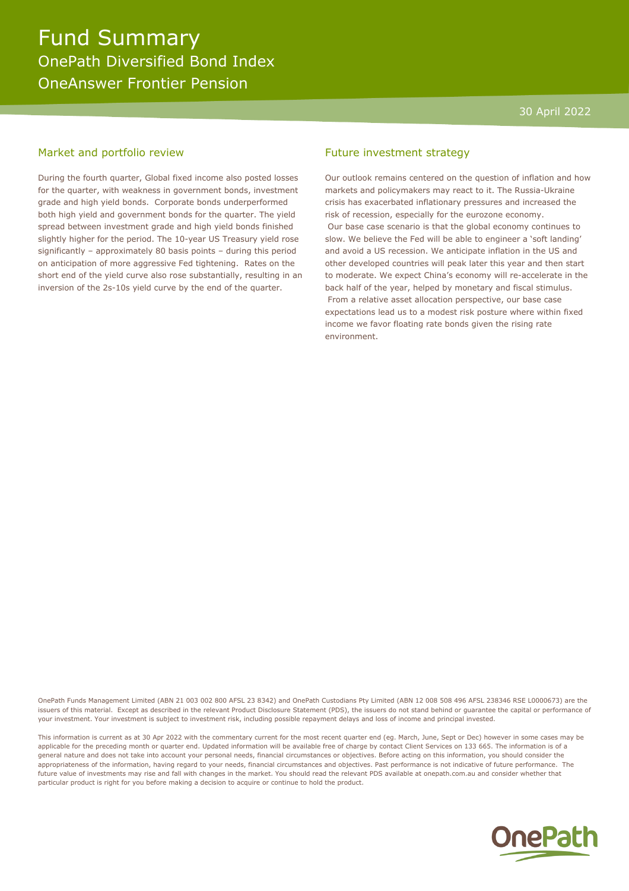# Fund Summary

## OnePath Diversified Bond Index

## OneAnswer Frontier Pension

30 April 2022

### Market and portfolio review

During the fourth quarter, Global fixed income also posted losses for the quarter, with weakness in government bonds, investment grade and high yield bonds. Corporate bonds underperformed both high yield and government bonds for the quarter. The yield spread between investment grade and high yield bonds finished slightly higher for the period. The 10-year US Treasury yield rose significantly – approximately 80 basis points – during this period on anticipation of more aggressive Fed tightening. Rates on the short end of the yield curve also rose substantially, resulting in an inversion of the 2s-10s yield curve by the end of the quarter.

### Future investment strategy

Our outlook remains centered on the question of inflation and how markets and policymakers may react to it. The Russia-Ukraine crisis has exacerbated inflationary pressures and increased the risk of recession, especially for the eurozone economy.

Our base case scenario is that the global economy continues to slow. We believe the Fed will be able to engineer a 'soft landing' and avoid a US recession. We anticipate inflation in the US and other developed countries will peak later this year and then start to moderate. We expect China's economy will re-accelerate in the back half of the year, helped by monetary and fiscal stimulus.

From a relative asset allocation perspective, our base case expectations lead us to a modest risk posture where within fixed income we favor floating rate bonds given the rising rate environment.

OnePath Funds Management Limited (ABN 21 003 002 800 AFSL 23 8342) and OnePath Custodians Pty Limited (ABN 12 008 508 496 AFSL 238346 RSE L0000673) are the issuers of this material. Except as described in the relevant Product Disclosure Statement (PDS), the issuers do not stand behind or guarantee the capital or performance of your investment. Your investment is subject to investment risk, including possible repayment delays and loss of income and principal invested.

This information is current as at 30 Apr 2022 with the commentary current for the most recent quarter end (eg. March, June, Sept or Dec) however in some cases may be applicable for the preceding month or quarter end. Updated information will be available free of charge by contact Client Services on 133 665. The information is of a general nature and does not take into account your personal needs, financial circumstances or objectives. Before acting on this information, you should consider the appropriateness of the information, having regard to your needs, financial circumstances and objectives. Past performance is not indicative of future performance. The future value of investments may rise and fall with changes in the market. You should read the relevant PDS available at onepath.com.au and consider whether that particular product is right for you before making a decision to acquire or continue to hold the product.

OnePath